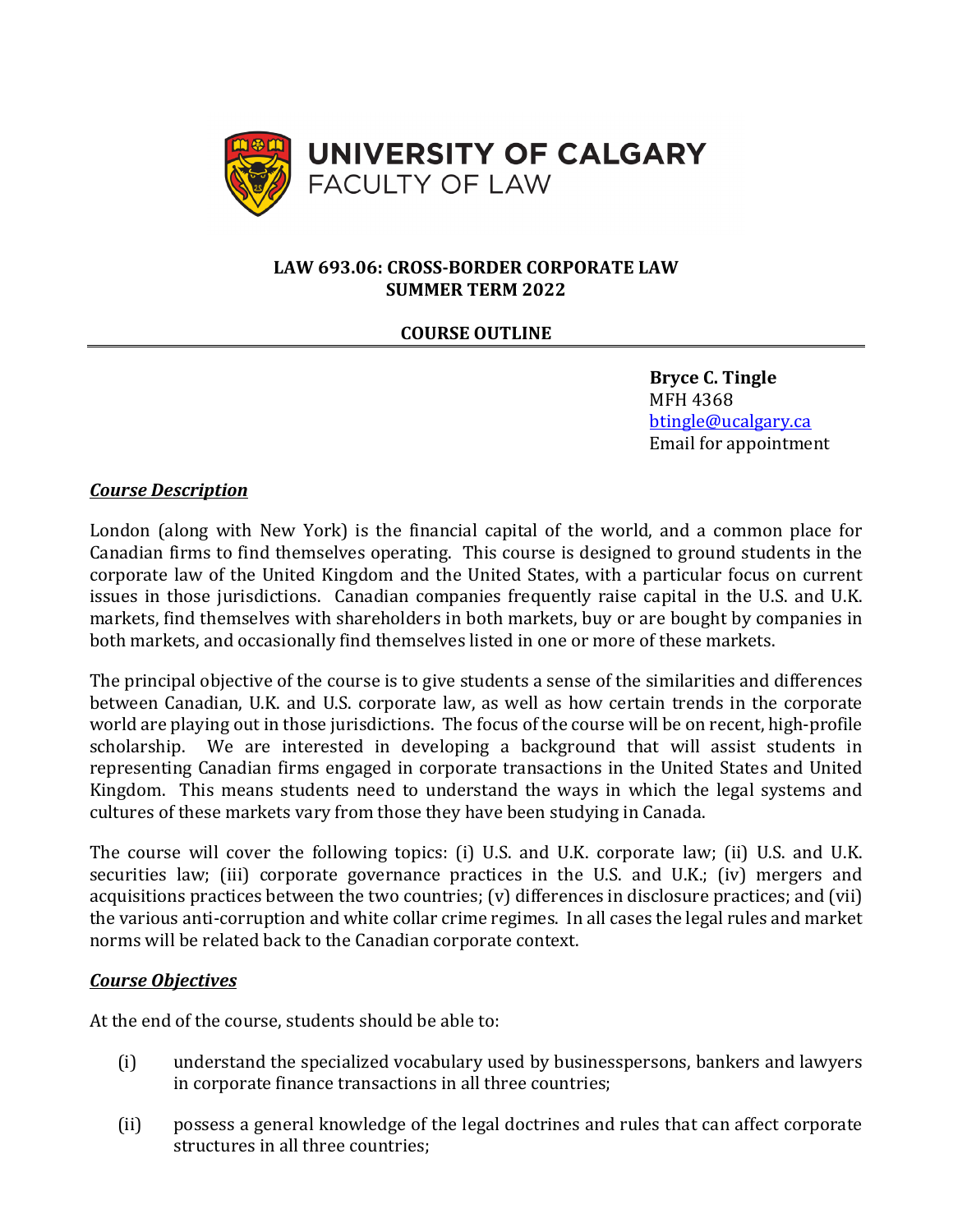UNIVERSITY OF CALGARY
FACULTY OF LAW

**LAW 693.06: CROSS-BORDER CORPORATE LAW**
**SUMMER TERM 2022**

**COURSE OUTLINE**

**Bryce C. Tingle**
MFH 4368
btingle@ucalgary.ca
Email for appointment

## ***Course Description***

London (along with New York) is the financial capital of the world, and a common place for Canadian firms to find themselves operating. This course is designed to ground students in the corporate law of the United Kingdom and the United States, with a particular focus on current issues in those jurisdictions. Canadian companies frequently raise capital in the U.S. and U.K. markets, find themselves with shareholders in both markets, buy or are bought by companies in both markets, and occasionally find themselves listed in one or more of these markets.

The principal objective of the course is to give students a sense of the similarities and differences between Canadian, U.K. and U.S. corporate law, as well as how certain trends in the corporate world are playing out in those jurisdictions. The focus of the course will be on recent, high-profile scholarship. We are interested in developing a background that will assist students in representing Canadian firms engaged in corporate transactions in the United States and United Kingdom. This means students need to understand the ways in which the legal systems and cultures of these markets vary from those they have been studying in Canada.

The course will cover the following topics: (i) U.S. and U.K. corporate law; (ii) U.S. and U.K. securities law; (iii) corporate governance practices in the U.S. and U.K.; (iv) mergers and acquisitions practices between the two countries; (v) differences in disclosure practices; and (vii) the various anti-corruption and white collar crime regimes. In all cases the legal rules and market norms will be related back to the Canadian corporate context.

## ***Course Objectives***

At the end of the course, students should be able to:

(i) understand the specialized vocabulary used by businesspersons, bankers and lawyers in corporate finance transactions in all three countries;

(ii) possess a general knowledge of the legal doctrines and rules that can affect corporate structures in all three countries;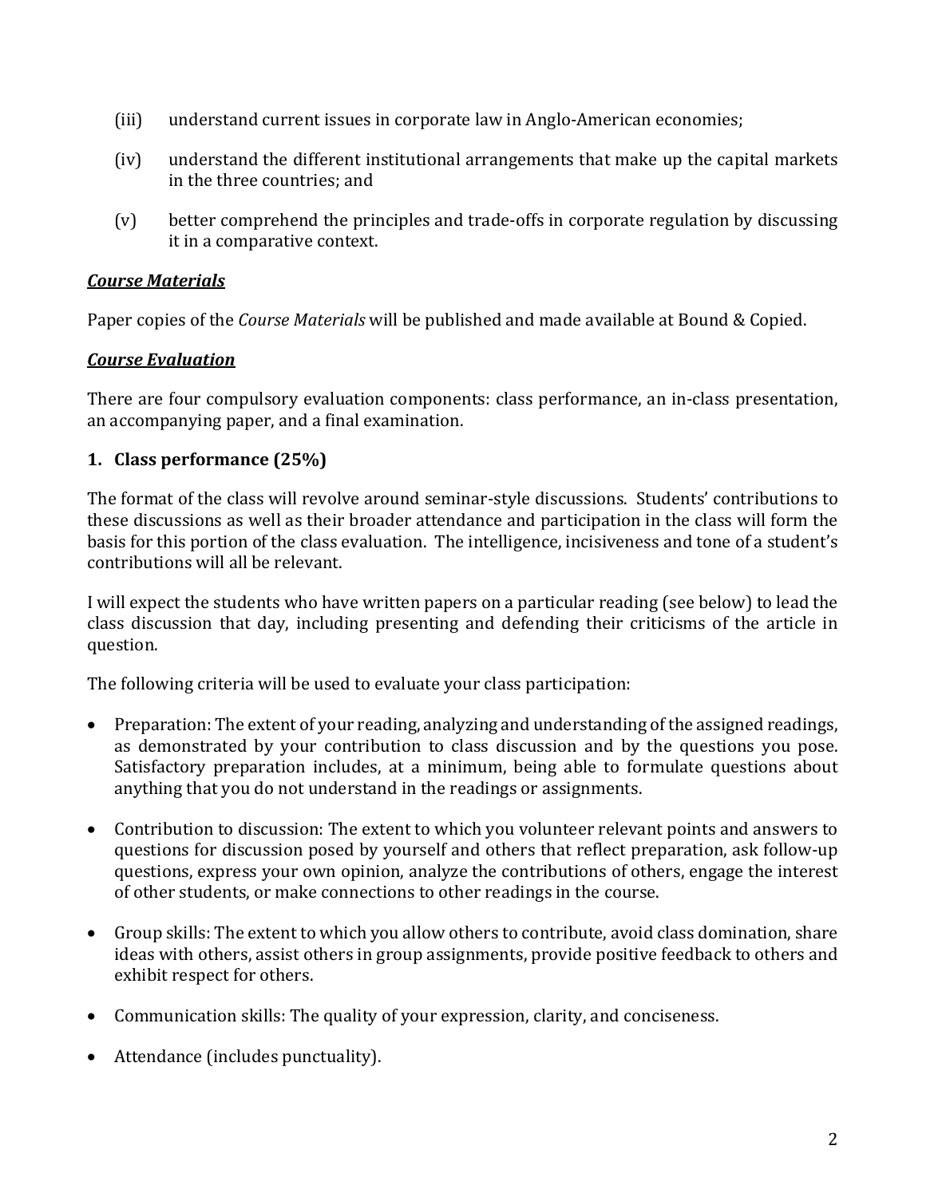(iii) understand current issues in corporate law in Anglo-American economies;

(iv) understand the different institutional arrangements that make up the capital markets in the three countries; and

(v) better comprehend the principles and trade-offs in corporate regulation by discussing it in a comparative context.

***Course Materials***

Paper copies of the *Course Materials* will be published and made available at Bound & Copied.

***Course Evaluation***

There are four compulsory evaluation components: class performance, an in-class presentation, an accompanying paper, and a final examination.

**1. Class performance (25%)**

The format of the class will revolve around seminar-style discussions. Students' contributions to these discussions as well as their broader attendance and participation in the class will form the basis for this portion of the class evaluation. The intelligence, incisiveness and tone of a student's contributions will all be relevant.

I will expect the students who have written papers on a particular reading (see below) to lead the class discussion that day, including presenting and defending their criticisms of the article in question.

The following criteria will be used to evaluate your class participation:

- Preparation: The extent of your reading, analyzing and understanding of the assigned readings, as demonstrated by your contribution to class discussion and by the questions you pose. Satisfactory preparation includes, at a minimum, being able to formulate questions about anything that you do not understand in the readings or assignments.

- Contribution to discussion: The extent to which you volunteer relevant points and answers to questions for discussion posed by yourself and others that reflect preparation, ask follow-up questions, express your own opinion, analyze the contributions of others, engage the interest of other students, or make connections to other readings in the course.

- Group skills: The extent to which you allow others to contribute, avoid class domination, share ideas with others, assist others in group assignments, provide positive feedback to others and exhibit respect for others.

- Communication skills: The quality of your expression, clarity, and conciseness.

- Attendance (includes punctuality).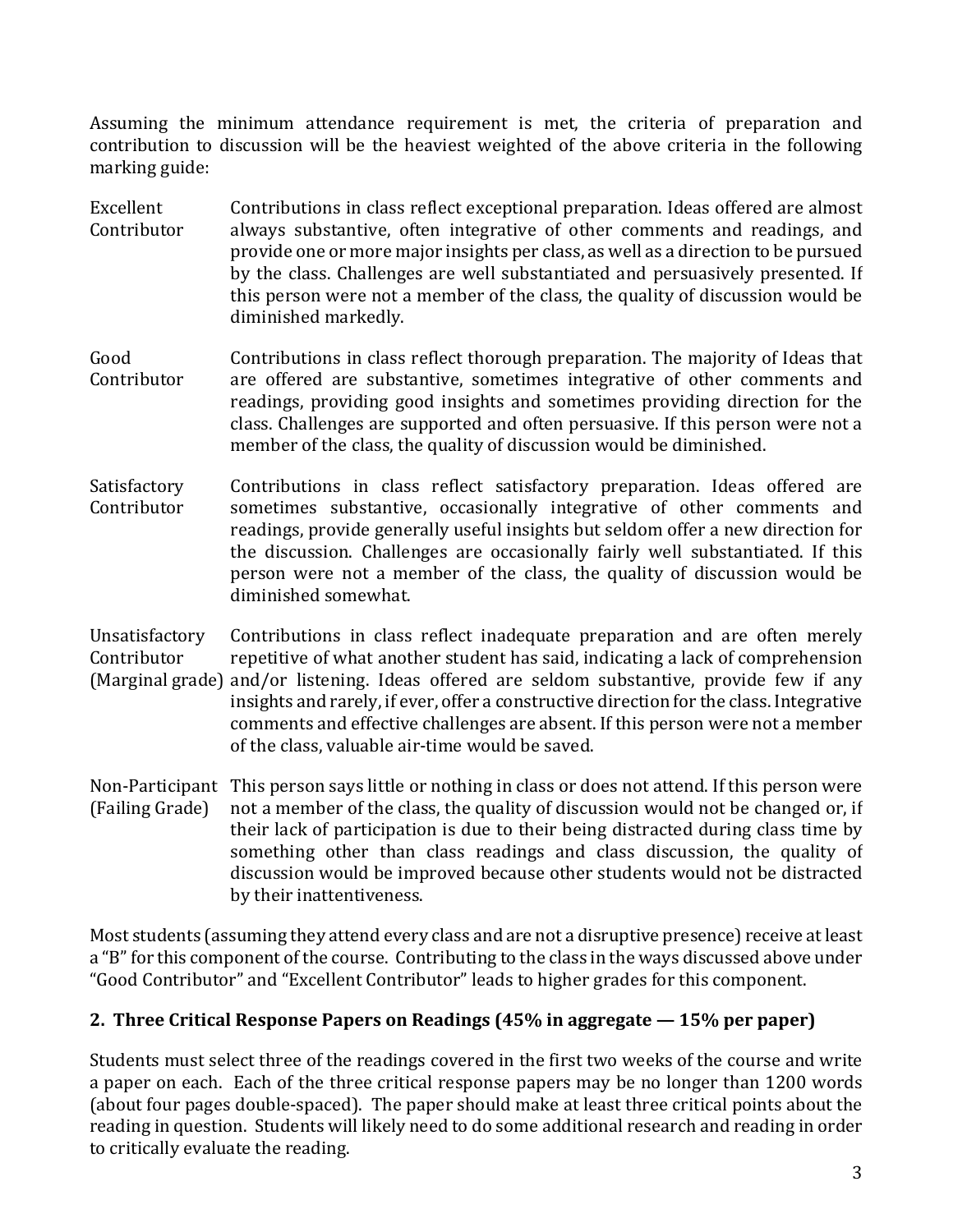Assuming the minimum attendance requirement is met, the criteria of preparation and contribution to discussion will be the heaviest weighted of the above criteria in the following marking guide:

| | |
|---|---|
| Excellent Contributor | Contributions in class reflect exceptional preparation. Ideas offered are almost always substantive, often integrative of other comments and readings, and provide one or more major insights per class, as well as a direction to be pursued by the class. Challenges are well substantiated and persuasively presented. If this person were not a member of the class, the quality of discussion would be diminished markedly. |
| Good Contributor | Contributions in class reflect thorough preparation. The majority of Ideas that are offered are substantive, sometimes integrative of other comments and readings, providing good insights and sometimes providing direction for the class. Challenges are supported and often persuasive. If this person were not a member of the class, the quality of discussion would be diminished. |
| Satisfactory Contributor | Contributions in class reflect satisfactory preparation. Ideas offered are sometimes substantive, occasionally integrative of other comments and readings, provide generally useful insights but seldom offer a new direction for the discussion. Challenges are occasionally fairly well substantiated. If this person were not a member of the class, the quality of discussion would be diminished somewhat. |
| Unsatisfactory Contributor (Marginal grade) | Contributions in class reflect inadequate preparation and are often merely repetitive of what another student has said, indicating a lack of comprehension and/or listening. Ideas offered are seldom substantive, provide few if any insights and rarely, if ever, offer a constructive direction for the class. Integrative comments and effective challenges are absent. If this person were not a member of the class, valuable air-time would be saved. |
| Non-Participant (Failing Grade) | This person says little or nothing in class or does not attend. If this person were not a member of the class, the quality of discussion would not be changed or, if their lack of participation is due to their being distracted during class time by something other than class readings and class discussion, the quality of discussion would be improved because other students would not be distracted by their inattentiveness. |

Most students (assuming they attend every class and are not a disruptive presence) receive at least a "B" for this component of the course. Contributing to the class in the ways discussed above under "Good Contributor" and "Excellent Contributor" leads to higher grades for this component.

### 2. Three Critical Response Papers on Readings (45% in aggregate — 15% per paper)

Students must select three of the readings covered in the first two weeks of the course and write a paper on each. Each of the three critical response papers may be no longer than 1200 words (about four pages double-spaced). The paper should make at least three critical points about the reading in question. Students will likely need to do some additional research and reading in order to critically evaluate the reading.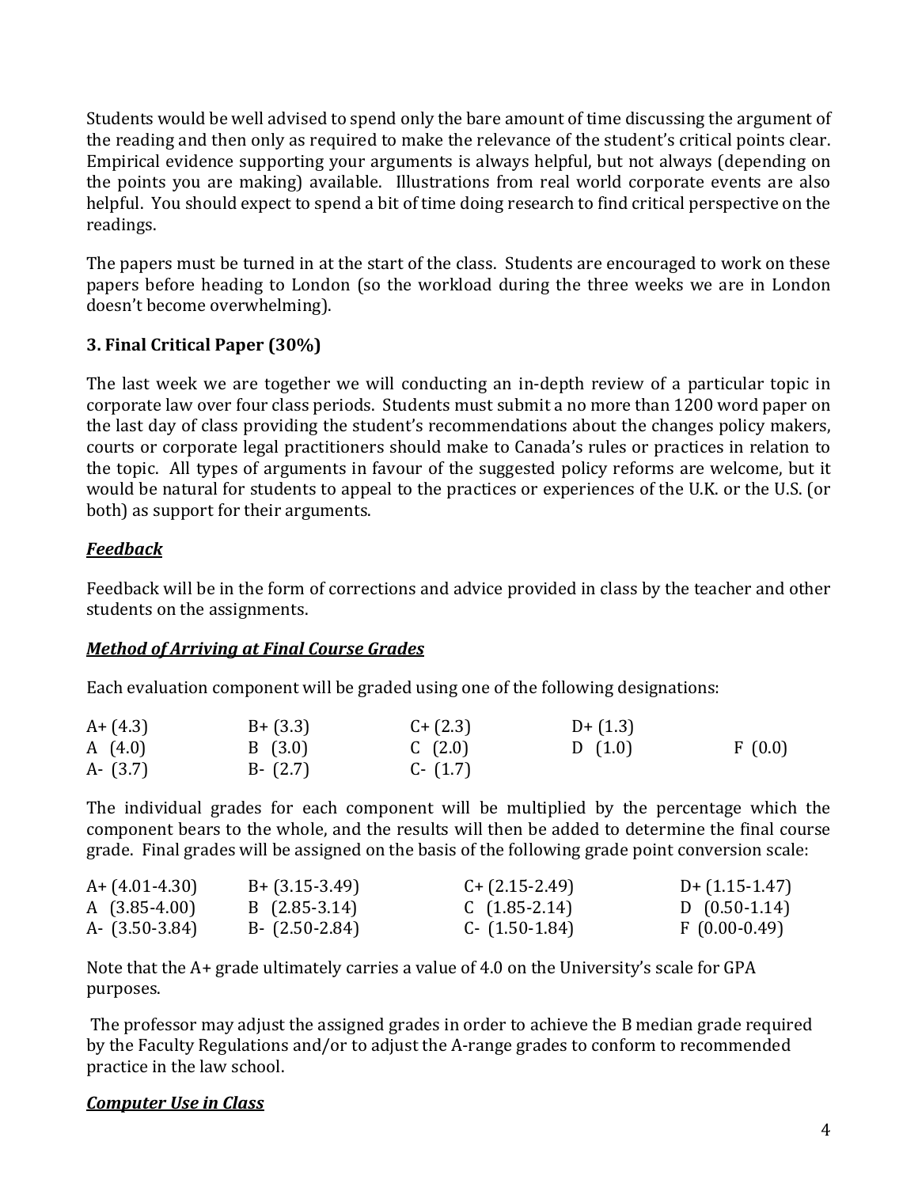Students would be well advised to spend only the bare amount of time discussing the argument of the reading and then only as required to make the relevance of the student's critical points clear. Empirical evidence supporting your arguments is always helpful, but not always (depending on the points you are making) available. Illustrations from real world corporate events are also helpful. You should expect to spend a bit of time doing research to find critical perspective on the readings.

The papers must be turned in at the start of the class. Students are encouraged to work on these papers before heading to London (so the workload during the three weeks we are in London doesn't become overwhelming).

### 3. Final Critical Paper (30%)

The last week we are together we will conducting an in-depth review of a particular topic in corporate law over four class periods. Students must submit a no more than 1200 word paper on the last day of class providing the student's recommendations about the changes policy makers, courts or corporate legal practitioners should make to Canada's rules or practices in relation to the topic. All types of arguments in favour of the suggested policy reforms are welcome, but it would be natural for students to appeal to the practices or experiences of the U.K. or the U.S. (or both) as support for their arguments.

***Feedback***

Feedback will be in the form of corrections and advice provided in class by the teacher and other students on the assignments.

***Method of Arriving at Final Course Grades***

Each evaluation component will be graded using one of the following designations:

| | | | | |
|---|---|---|---|---|
| A+ (4.3) | B+ (3.3) | C+ (2.3) | D+ (1.3) | |
| A (4.0) | B (3.0) | C (2.0) | D (1.0) | F (0.0) |
| A- (3.7) | B- (2.7) | C- (1.7) | | |

The individual grades for each component will be multiplied by the percentage which the component bears to the whole, and the results will then be added to determine the final course grade. Final grades will be assigned on the basis of the following grade point conversion scale:

| | | | |
|---|---|---|---|
| A+ (4.01-4.30) | B+ (3.15-3.49) | C+ (2.15-2.49) | D+ (1.15-1.47) |
| A (3.85-4.00) | B (2.85-3.14) | C (1.85-2.14) | D (0.50-1.14) |
| A- (3.50-3.84) | B- (2.50-2.84) | C- (1.50-1.84) | F (0.00-0.49) |

Note that the A+ grade ultimately carries a value of 4.0 on the University's scale for GPA purposes.

The professor may adjust the assigned grades in order to achieve the B median grade required by the Faculty Regulations and/or to adjust the A-range grades to conform to recommended practice in the law school.

***Computer Use in Class***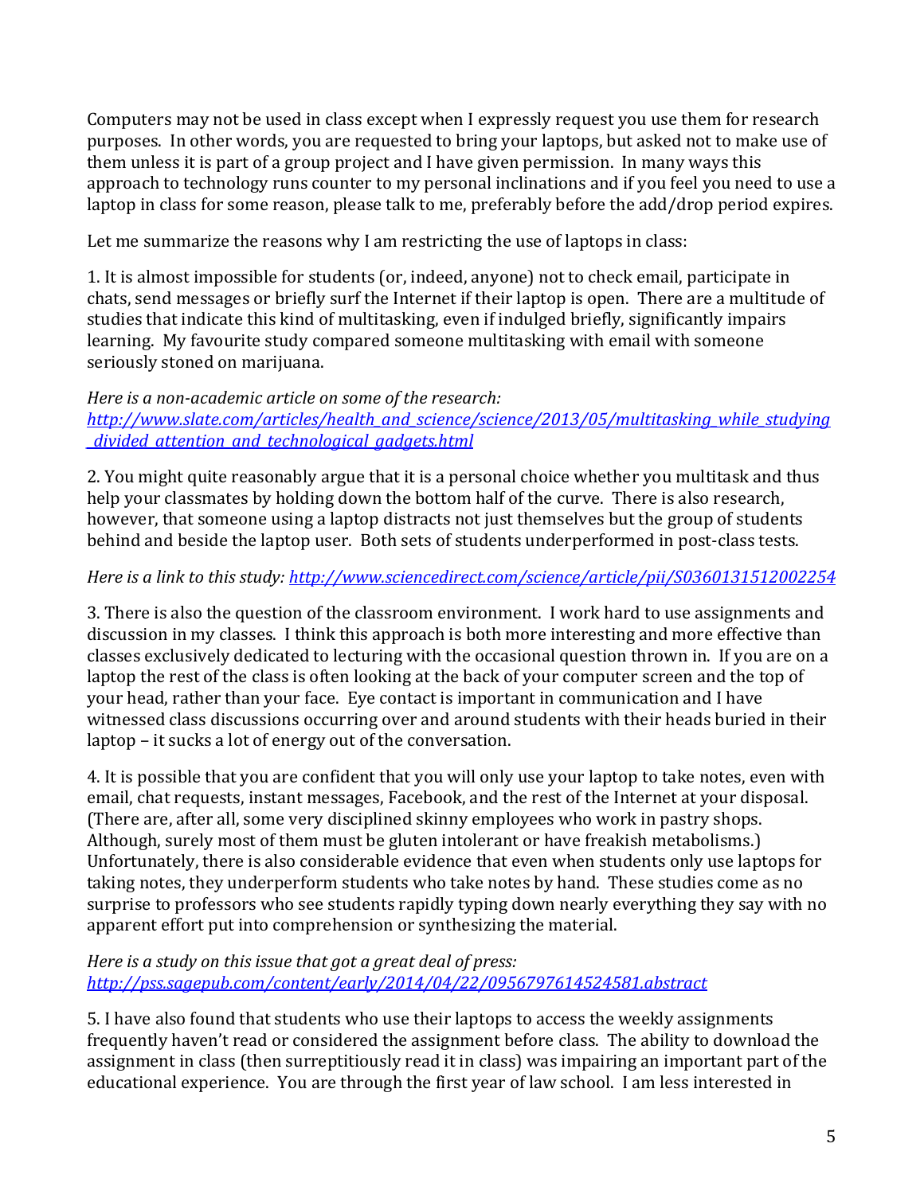Computers may not be used in class except when I expressly request you use them for research purposes. In other words, you are requested to bring your laptops, but asked not to make use of them unless it is part of a group project and I have given permission. In many ways this approach to technology runs counter to my personal inclinations and if you feel you need to use a laptop in class for some reason, please talk to me, preferably before the add/drop period expires.

Let me summarize the reasons why I am restricting the use of laptops in class:

1. It is almost impossible for students (or, indeed, anyone) not to check email, participate in chats, send messages or briefly surf the Internet if their laptop is open. There are a multitude of studies that indicate this kind of multitasking, even if indulged briefly, significantly impairs learning. My favourite study compared someone multitasking with email with someone seriously stoned on marijuana.

*Here is a non-academic article on some of the research:*
*http://www.slate.com/articles/health_and_science/science/2013/05/multitasking_while_studying_divided_attention_and_technological_gadgets.html*

2. You might quite reasonably argue that it is a personal choice whether you multitask and thus help your classmates by holding down the bottom half of the curve. There is also research, however, that someone using a laptop distracts not just themselves but the group of students behind and beside the laptop user. Both sets of students underperformed in post-class tests.

*Here is a link to this study: http://www.sciencedirect.com/science/article/pii/S0360131512002254*

3. There is also the question of the classroom environment. I work hard to use assignments and discussion in my classes. I think this approach is both more interesting and more effective than classes exclusively dedicated to lecturing with the occasional question thrown in. If you are on a laptop the rest of the class is often looking at the back of your computer screen and the top of your head, rather than your face. Eye contact is important in communication and I have witnessed class discussions occurring over and around students with their heads buried in their laptop – it sucks a lot of energy out of the conversation.

4. It is possible that you are confident that you will only use your laptop to take notes, even with email, chat requests, instant messages, Facebook, and the rest of the Internet at your disposal. (There are, after all, some very disciplined skinny employees who work in pastry shops. Although, surely most of them must be gluten intolerant or have freakish metabolisms.) Unfortunately, there is also considerable evidence that even when students only use laptops for taking notes, they underperform students who take notes by hand. These studies come as no surprise to professors who see students rapidly typing down nearly everything they say with no apparent effort put into comprehension or synthesizing the material.

*Here is a study on this issue that got a great deal of press:*
*http://pss.sagepub.com/content/early/2014/04/22/0956797614524581.abstract*

5. I have also found that students who use their laptops to access the weekly assignments frequently haven't read or considered the assignment before class. The ability to download the assignment in class (then surreptitiously read it in class) was impairing an important part of the educational experience. You are through the first year of law school. I am less interested in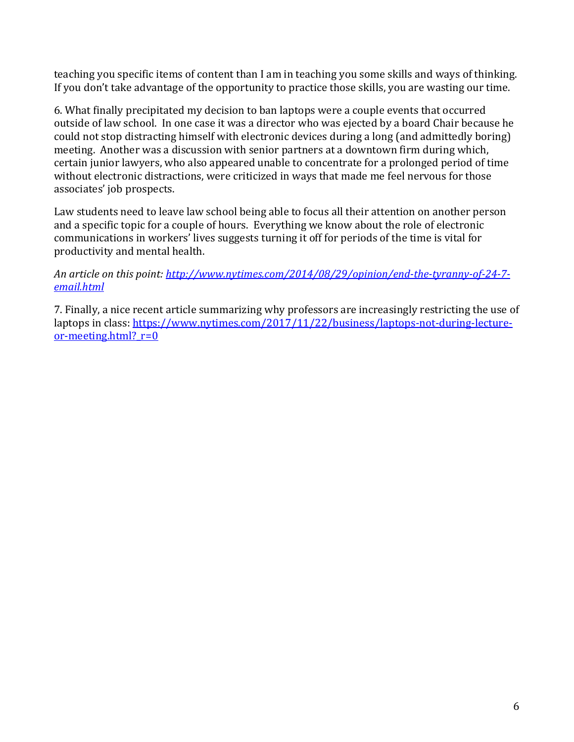teaching you specific items of content than I am in teaching you some skills and ways of thinking. If you don't take advantage of the opportunity to practice those skills, you are wasting our time.

6. What finally precipitated my decision to ban laptops were a couple events that occurred outside of law school. In one case it was a director who was ejected by a board Chair because he could not stop distracting himself with electronic devices during a long (and admittedly boring) meeting. Another was a discussion with senior partners at a downtown firm during which, certain junior lawyers, who also appeared unable to concentrate for a prolonged period of time without electronic distractions, were criticized in ways that made me feel nervous for those associates' job prospects.

Law students need to leave law school being able to focus all their attention on another person and a specific topic for a couple of hours. Everything we know about the role of electronic communications in workers' lives suggests turning it off for periods of the time is vital for productivity and mental health.

*An article on this point: [http://www.nytimes.com/2014/08/29/opinion/end-the-tyranny-of-24-7-email.html](http://www.nytimes.com/2014/08/29/opinion/end-the-tyranny-of-24-7-email.html)*

7. Finally, a nice recent article summarizing why professors are increasingly restricting the use of laptops in class: [https://www.nytimes.com/2017/11/22/business/laptops-not-during-lecture-or-meeting.html?_r=0](https://www.nytimes.com/2017/11/22/business/laptops-not-during-lecture-or-meeting.html?_r=0)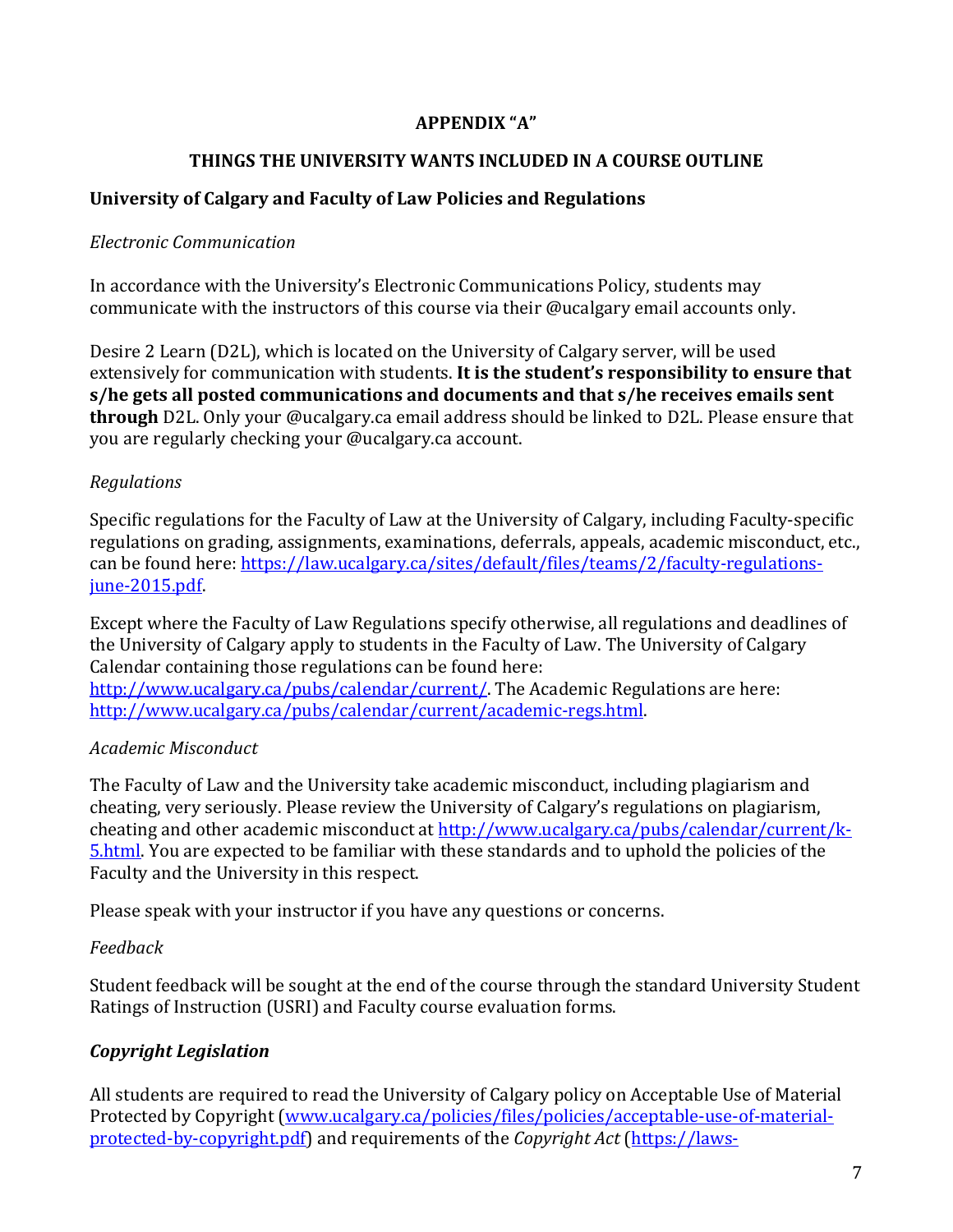# APPENDIX "A"

## THINGS THE UNIVERSITY WANTS INCLUDED IN A COURSE OUTLINE

### University of Calgary and Faculty of Law Policies and Regulations

*Electronic Communication*

In accordance with the University's Electronic Communications Policy, students may communicate with the instructors of this course via their @ucalgary email accounts only.

Desire 2 Learn (D2L), which is located on the University of Calgary server, will be used extensively for communication with students. **It is the student's responsibility to ensure that s/he gets all posted communications and documents and that s/he receives emails sent through** D2L. Only your @ucalgary.ca email address should be linked to D2L. Please ensure that you are regularly checking your @ucalgary.ca account.

*Regulations*

Specific regulations for the Faculty of Law at the University of Calgary, including Faculty-specific regulations on grading, assignments, examinations, deferrals, appeals, academic misconduct, etc., can be found here: https://law.ucalgary.ca/sites/default/files/teams/2/faculty-regulations-june-2015.pdf.

Except where the Faculty of Law Regulations specify otherwise, all regulations and deadlines of the University of Calgary apply to students in the Faculty of Law. The University of Calgary Calendar containing those regulations can be found here: http://www.ucalgary.ca/pubs/calendar/current/. The Academic Regulations are here: http://www.ucalgary.ca/pubs/calendar/current/academic-regs.html.

*Academic Misconduct*

The Faculty of Law and the University take academic misconduct, including plagiarism and cheating, very seriously. Please review the University of Calgary's regulations on plagiarism, cheating and other academic misconduct at http://www.ucalgary.ca/pubs/calendar/current/k-5.html. You are expected to be familiar with these standards and to uphold the policies of the Faculty and the University in this respect.

Please speak with your instructor if you have any questions or concerns.

*Feedback*

Student feedback will be sought at the end of the course through the standard University Student Ratings of Instruction (USRI) and Faculty course evaluation forms.

***Copyright Legislation***

All students are required to read the University of Calgary policy on Acceptable Use of Material Protected by Copyright (www.ucalgary.ca/policies/files/policies/acceptable-use-of-material-protected-by-copyright.pdf) and requirements of the *Copyright Act* (https://laws-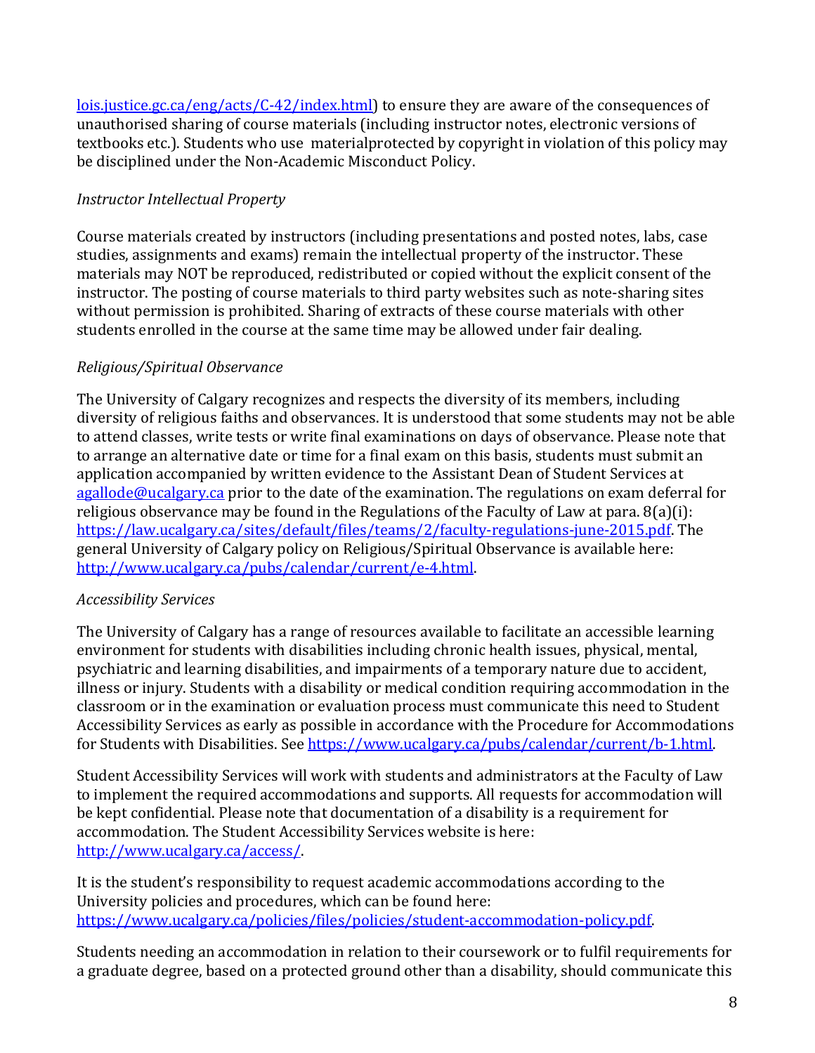lois.justice.gc.ca/eng/acts/C-42/index.html) to ensure they are aware of the consequences of unauthorised sharing of course materials (including instructor notes, electronic versions of textbooks etc.). Students who use materialprotected by copyright in violation of this policy may be disciplined under the Non-Academic Misconduct Policy.

*Instructor Intellectual Property*

Course materials created by instructors (including presentations and posted notes, labs, case studies, assignments and exams) remain the intellectual property of the instructor. These materials may NOT be reproduced, redistributed or copied without the explicit consent of the instructor. The posting of course materials to third party websites such as note-sharing sites without permission is prohibited. Sharing of extracts of these course materials with other students enrolled in the course at the same time may be allowed under fair dealing.

*Religious/Spiritual Observance*

The University of Calgary recognizes and respects the diversity of its members, including diversity of religious faiths and observances. It is understood that some students may not be able to attend classes, write tests or write final examinations on days of observance. Please note that to arrange an alternative date or time for a final exam on this basis, students must submit an application accompanied by written evidence to the Assistant Dean of Student Services at agallode@ucalgary.ca prior to the date of the examination. The regulations on exam deferral for religious observance may be found in the Regulations of the Faculty of Law at para. 8(a)(i): https://law.ucalgary.ca/sites/default/files/teams/2/faculty-regulations-june-2015.pdf. The general University of Calgary policy on Religious/Spiritual Observance is available here: http://www.ucalgary.ca/pubs/calendar/current/e-4.html.

*Accessibility Services*

The University of Calgary has a range of resources available to facilitate an accessible learning environment for students with disabilities including chronic health issues, physical, mental, psychiatric and learning disabilities, and impairments of a temporary nature due to accident, illness or injury. Students with a disability or medical condition requiring accommodation in the classroom or in the examination or evaluation process must communicate this need to Student Accessibility Services as early as possible in accordance with the Procedure for Accommodations for Students with Disabilities. See https://www.ucalgary.ca/pubs/calendar/current/b-1.html.

Student Accessibility Services will work with students and administrators at the Faculty of Law to implement the required accommodations and supports. All requests for accommodation will be kept confidential. Please note that documentation of a disability is a requirement for accommodation. The Student Accessibility Services website is here: http://www.ucalgary.ca/access/.

It is the student's responsibility to request academic accommodations according to the University policies and procedures, which can be found here: https://www.ucalgary.ca/policies/files/policies/student-accommodation-policy.pdf.

Students needing an accommodation in relation to their coursework or to fulfil requirements for a graduate degree, based on a protected ground other than a disability, should communicate this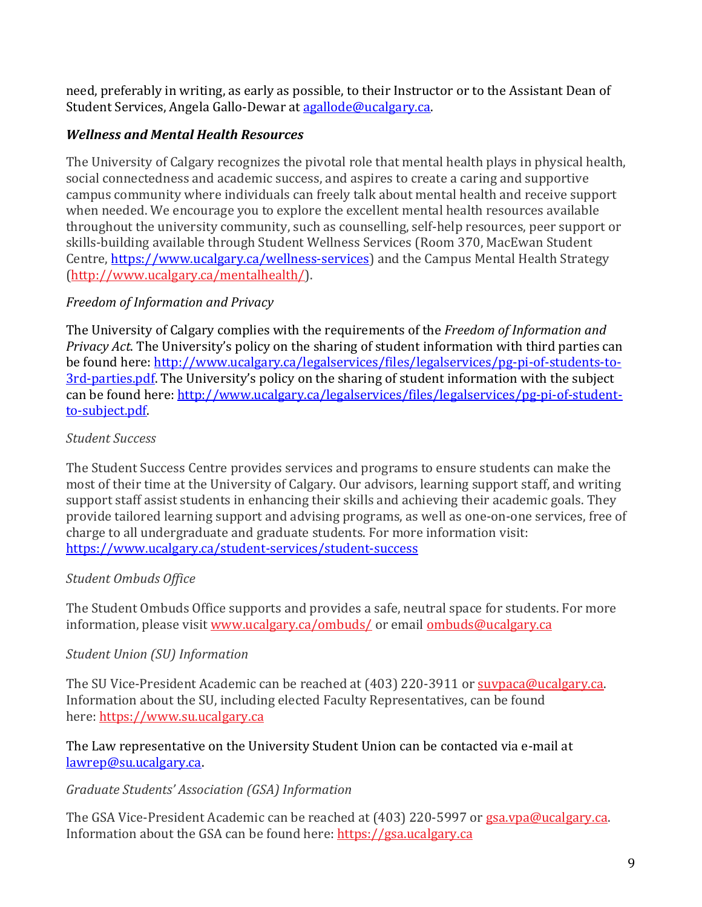need, preferably in writing, as early as possible, to their Instructor or to the Assistant Dean of Student Services, Angela Gallo-Dewar at agallode@ucalgary.ca.

***Wellness and Mental Health Resources***

The University of Calgary recognizes the pivotal role that mental health plays in physical health, social connectedness and academic success, and aspires to create a caring and supportive campus community where individuals can freely talk about mental health and receive support when needed. We encourage you to explore the excellent mental health resources available throughout the university community, such as counselling, self-help resources, peer support or skills-building available through Student Wellness Services (Room 370, MacEwan Student Centre, https://www.ucalgary.ca/wellness-services) and the Campus Mental Health Strategy (http://www.ucalgary.ca/mentalhealth/).

*Freedom of Information and Privacy*

The University of Calgary complies with the requirements of the *Freedom of Information and Privacy Act*. The University's policy on the sharing of student information with third parties can be found here: http://www.ucalgary.ca/legalservices/files/legalservices/pg-pi-of-students-to-3rd-parties.pdf. The University's policy on the sharing of student information with the subject can be found here: http://www.ucalgary.ca/legalservices/files/legalservices/pg-pi-of-student-to-subject.pdf.

*Student Success*

The Student Success Centre provides services and programs to ensure students can make the most of their time at the University of Calgary. Our advisors, learning support staff, and writing support staff assist students in enhancing their skills and achieving their academic goals. They provide tailored learning support and advising programs, as well as one-on-one services, free of charge to all undergraduate and graduate students. For more information visit: https://www.ucalgary.ca/student-services/student-success

*Student Ombuds Office*

The Student Ombuds Office supports and provides a safe, neutral space for students. For more information, please visit www.ucalgary.ca/ombuds/ or email ombuds@ucalgary.ca

*Student Union (SU) Information*

The SU Vice-President Academic can be reached at (403) 220-3911 or suvpaca@ucalgary.ca. Information about the SU, including elected Faculty Representatives, can be found here: https://www.su.ucalgary.ca

The Law representative on the University Student Union can be contacted via e-mail at lawrep@su.ucalgary.ca.

*Graduate Students' Association (GSA) Information*

The GSA Vice-President Academic can be reached at (403) 220-5997 or gsa.vpa@ucalgary.ca. Information about the GSA can be found here: https://gsa.ucalgary.ca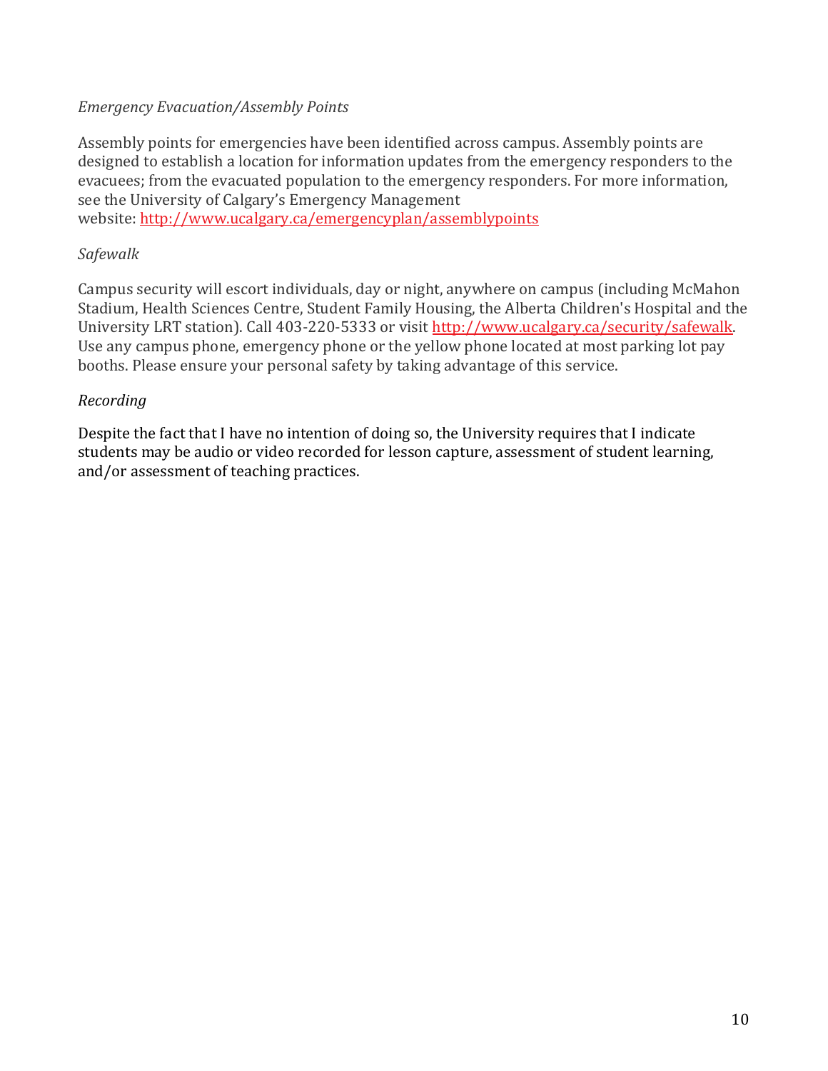*Emergency Evacuation/Assembly Points*

Assembly points for emergencies have been identified across campus. Assembly points are designed to establish a location for information updates from the emergency responders to the evacuees; from the evacuated population to the emergency responders. For more information, see the University of Calgary's Emergency Management website: http://www.ucalgary.ca/emergencyplan/assemblypoints

*Safewalk*

Campus security will escort individuals, day or night, anywhere on campus (including McMahon Stadium, Health Sciences Centre, Student Family Housing, the Alberta Children's Hospital and the University LRT station). Call 403-220-5333 or visit http://www.ucalgary.ca/security/safewalk. Use any campus phone, emergency phone or the yellow phone located at most parking lot pay booths. Please ensure your personal safety by taking advantage of this service.

*Recording*

Despite the fact that I have no intention of doing so, the University requires that I indicate students may be audio or video recorded for lesson capture, assessment of student learning, and/or assessment of teaching practices.